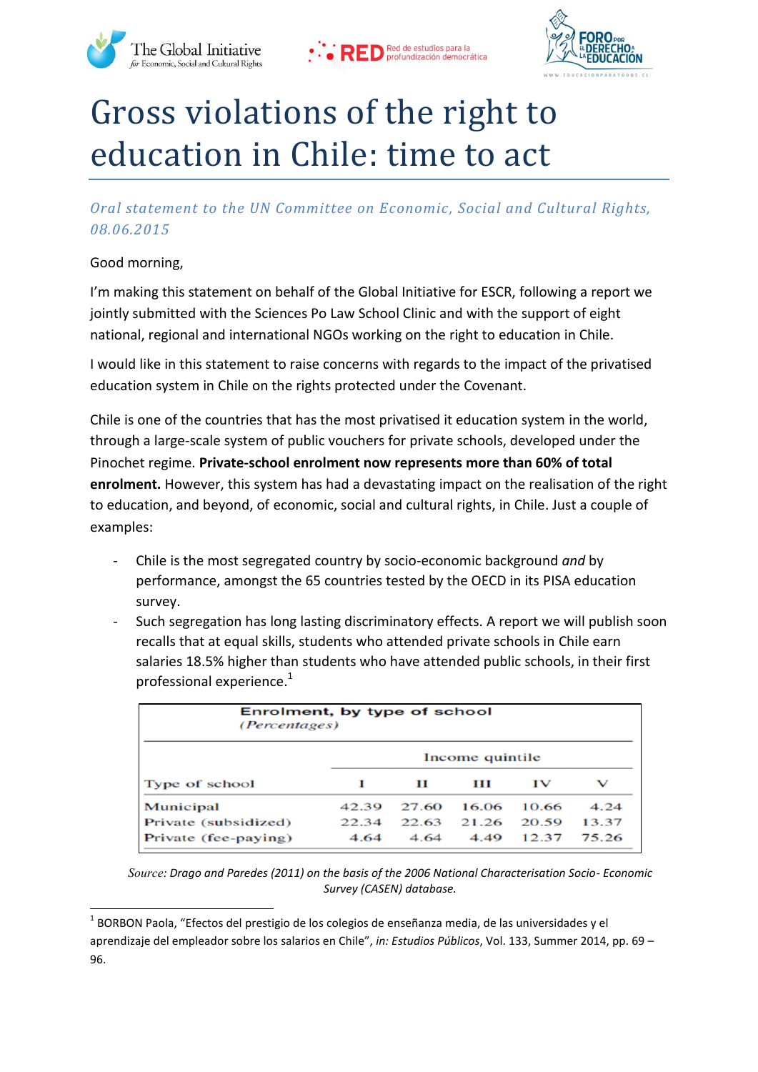# Gross violations of the right to education in Chile: time to act

*Oral statement to the UN Committee on Economic, Social and Cultural Rights, 08.06.2015*

Good morning,

I'm making this statement on behalf of the Global Initiative for ESCR, following a report we jointly submitted with the Sciences Po Law School Clinic and with the support of eight national, regional and international NGOs working on the right to education in Chile.

I would like in this statement to raise concerns with regards to the impact of the privatised education system in Chile on the rights protected under the Covenant.

Chile is one of the countries that has the most privatised it education system in the world, through a large-scale system of public vouchers for private schools, developed under the Pinochet regime. **Private-school enrolment now represents more than 60% of total enrolment.** However, this system has had a devastating impact on the realisation of the right to education, and beyond, of economic, social and cultural rights, in Chile. Just a couple of examples:

- Chile is the most segregated country by socio-economic background *and* by performance, amongst the 65 countries tested by the OECD in its PISA education survey.
- Such segregation has long lasting discriminatory effects. A report we will publish soon recalls that at equal skills, students who attended private schools in Chile earn salaries 18.5% higher than students who have attended public schools, in their first professional experience.[1]

**Enrolment, by type of school**
*(Percentages)*

| Type of school | Income quintile I | II | III | IV | V |
|---|---|---|---|---|---|
| Municipal | 42.39 | 27.60 | 16.06 | 10.66 | 4.24 |
| Private (subsidized) | 22.34 | 22.63 | 21.26 | 20.59 | 13.37 |
| Private (fee-paying) | 4.64 | 4.64 | 4.49 | 12.37 | 75.26 |

*Source: Drago and Paredes (2011) on the basis of the 2006 National Characterisation Socio- Economic Survey (CASEN) database.*

[1] BORBON Paola, "Efectos del prestigio de los colegios de enseñanza media, de las universidades y el aprendizaje del empleador sobre los salarios en Chile", *in: Estudios Públicos*, Vol. 133, Summer 2014, pp. 69 – 96.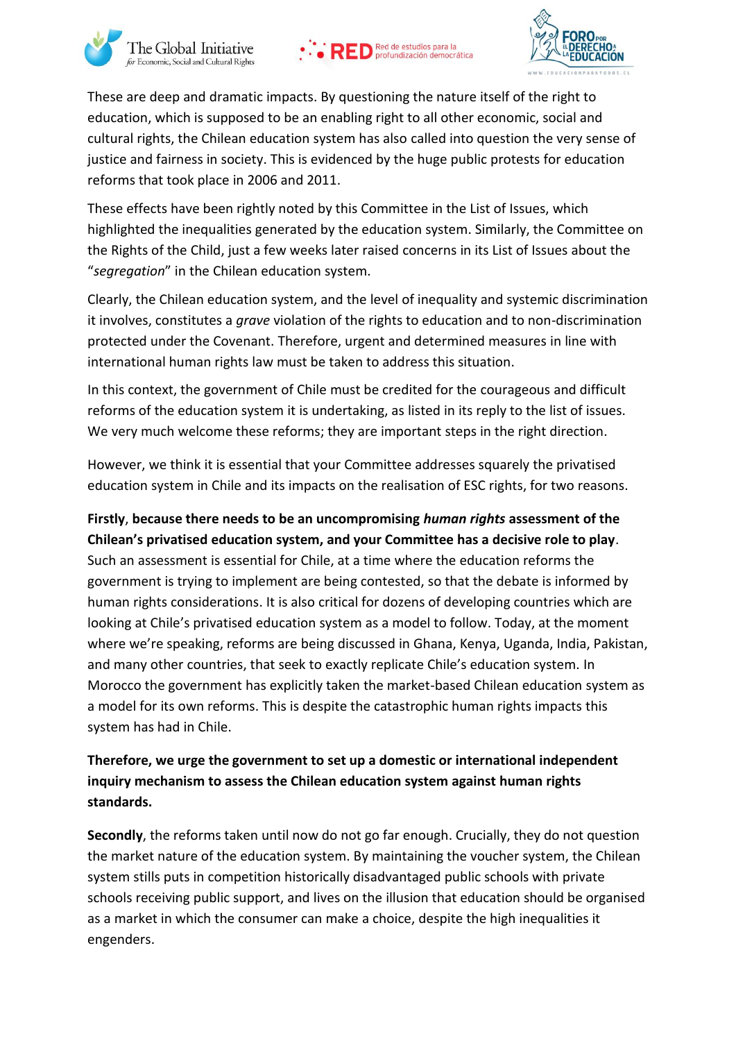These are deep and dramatic impacts. By questioning the nature itself of the right to education, which is supposed to be an enabling right to all other economic, social and cultural rights, the Chilean education system has also called into question the very sense of justice and fairness in society. This is evidenced by the huge public protests for education reforms that took place in 2006 and 2011.

These effects have been rightly noted by this Committee in the List of Issues, which highlighted the inequalities generated by the education system. Similarly, the Committee on the Rights of the Child, just a few weeks later raised concerns in its List of Issues about the "*segregation*" in the Chilean education system.

Clearly, the Chilean education system, and the level of inequality and systemic discrimination it involves, constitutes a *grave* violation of the rights to education and to non-discrimination protected under the Covenant. Therefore, urgent and determined measures in line with international human rights law must be taken to address this situation.

In this context, the government of Chile must be credited for the courageous and difficult reforms of the education system it is undertaking, as listed in its reply to the list of issues. We very much welcome these reforms; they are important steps in the right direction.

However, we think it is essential that your Committee addresses squarely the privatised education system in Chile and its impacts on the realisation of ESC rights, for two reasons.

**Firstly**, **because there needs to be an uncompromising *human rights* assessment of the Chilean's privatised education system, and your Committee has a decisive role to play**. Such an assessment is essential for Chile, at a time where the education reforms the government is trying to implement are being contested, so that the debate is informed by human rights considerations. It is also critical for dozens of developing countries which are looking at Chile's privatised education system as a model to follow. Today, at the moment where we're speaking, reforms are being discussed in Ghana, Kenya, Uganda, India, Pakistan, and many other countries, that seek to exactly replicate Chile's education system. In Morocco the government has explicitly taken the market-based Chilean education system as a model for its own reforms. This is despite the catastrophic human rights impacts this system has had in Chile.

**Therefore, we urge the government to set up a domestic or international independent inquiry mechanism to assess the Chilean education system against human rights standards.**

**Secondly**, the reforms taken until now do not go far enough. Crucially, they do not question the market nature of the education system. By maintaining the voucher system, the Chilean system stills puts in competition historically disadvantaged public schools with private schools receiving public support, and lives on the illusion that education should be organised as a market in which the consumer can make a choice, despite the high inequalities it engenders.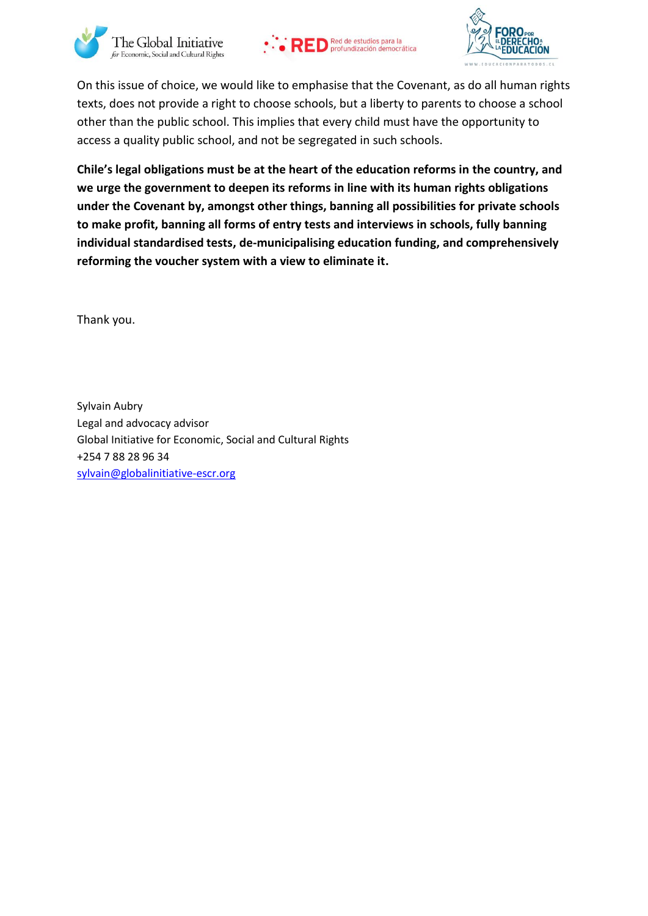On this issue of choice, we would like to emphasise that the Covenant, as do all human rights texts, does not provide a right to choose schools, but a liberty to parents to choose a school other than the public school. This implies that every child must have the opportunity to access a quality public school, and not be segregated in such schools.

**Chile's legal obligations must be at the heart of the education reforms in the country, and we urge the government to deepen its reforms in line with its human rights obligations under the Covenant by, amongst other things, banning all possibilities for private schools to make profit, banning all forms of entry tests and interviews in schools, fully banning individual standardised tests, de-municipalising education funding, and comprehensively reforming the voucher system with a view to eliminate it.**

Thank you.

Sylvain Aubry
Legal and advocacy advisor
Global Initiative for Economic, Social and Cultural Rights
+254 7 88 28 96 34
sylvain@globalinitiative-escr.org